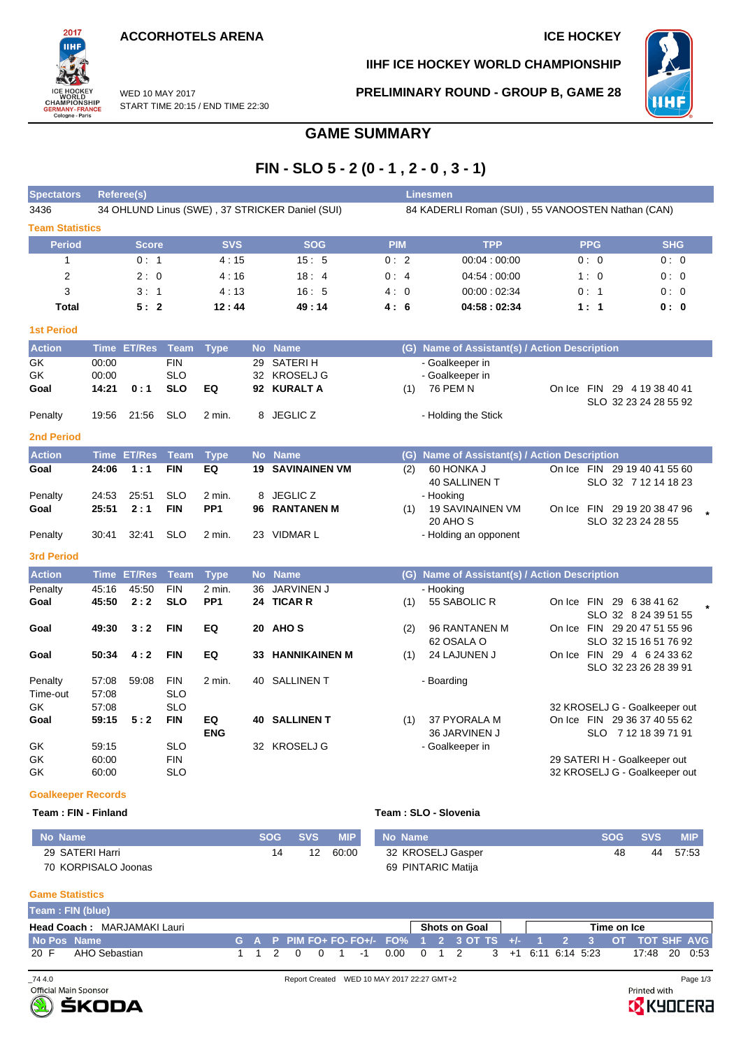ACCORHOTELS ARENA

ICE HOCKEY

IIHF ICE HOCKEY WORLD CHAMPIONSHIP

WED 10 MAY 2017
START TIME 20:15 / END TIME 22:30

PRELIMINARY ROUND - GROUP B, GAME 28

# GAME SUMMARY

## FIN - SLO 5 - 2 (0 - 1 , 2 - 0 , 3 - 1)

| Spectators | Referee(s) | Linesmen |
|---|---|---|
| 3436 | 34 OHLUND Linus (SWE) , 37 STRICKER Daniel (SUI) | 84 KADERLI Roman (SUI) , 55 VANOOSTEN Nathan (CAN) |

### Team Statistics

| Period | Score | SVS | SOG | PIM | TPP | PPG | SHG |
|---|---|---|---|---|---|---|---|
| 1 | 0 : 1 | 4 : 15 | 15 : 5 | 0 : 2 | 00:04 : 00:00 | 0 : 0 | 0 : 0 |
| 2 | 2 : 0 | 4 : 16 | 18 : 4 | 0 : 4 | 04:54 : 00:00 | 1 : 0 | 0 : 0 |
| 3 | 3 : 1 | 4 : 13 | 16 : 5 | 4 : 0 | 00:00 : 02:34 | 0 : 1 | 0 : 0 |
| **Total** | **5 : 2** | **12 : 44** | **49 : 14** | **4 : 6** | **04:58 : 02:34** | **1 : 1** | **0 : 0** |

### 1st Period

| Action | Time | ET/Res | Team | Type | No | Name | (G) | Name of Assistant(s) / Action Description | |
|---|---|---|---|---|---|---|---|---|---|
| GK | 00:00 | | FIN | | 29 | SATERI H | | - Goalkeeper in | |
| GK | 00:00 | | SLO | | 32 | KROSELJ G | | - Goalkeeper in | |
| **Goal** | **14:21** | **0 : 1** | **SLO** | **EQ** | **92** | **KURALT A** | (1) | 76 PEM N | On Ice FIN 29 4 19 38 40 41 SLO 32 23 24 28 55 92 |
| Penalty | 19:56 | 21:56 | SLO | 2 min. | 8 | JEGLIC Z | | - Holding the Stick | |

### 2nd Period

| Action | Time | ET/Res | Team | Type | No | Name | (G) | Name of Assistant(s) / Action Description | |
|---|---|---|---|---|---|---|---|---|---|
| **Goal** | **24:06** | **1 : 1** | **FIN** | **EQ** | **19** | **SAVINAINEN VM** | (2) | 60 HONKA J, 40 SALLINEN T | On Ice FIN 29 19 40 41 55 60 SLO 32 7 12 14 18 23 |
| Penalty | 24:53 | 25:51 | SLO | 2 min. | 8 | JEGLIC Z | | - Hooking | |
| **Goal** | **25:51** | **2 : 1** | **FIN** | **PP1** | **96** | **RANTANEN M** | (1) | 19 SAVINAINEN VM, 20 AHO S | On Ice FIN 29 19 20 38 47 96 SLO 32 23 24 28 55 * |
| Penalty | 30:41 | 32:41 | SLO | 2 min. | 23 | VIDMAR L | | - Holding an opponent | |

### 3rd Period

| Action | Time | ET/Res | Team | Type | No | Name | (G) | Name of Assistant(s) / Action Description | |
|---|---|---|---|---|---|---|---|---|---|
| Penalty | 45:16 | 45:50 | FIN | 2 min. | 36 | JARVINEN J | | - Hooking | |
| **Goal** | **45:50** | **2 : 2** | **SLO** | **PP1** | **24** | **TICAR R** | (1) | 55 SABOLIC R | On Ice FIN 29 6 38 41 62 SLO 32 8 24 39 51 55 * |
| **Goal** | **49:30** | **3 : 2** | **FIN** | **EQ** | **20** | **AHO S** | (2) | 96 RANTANEN M, 62 OSALA O | On Ice FIN 29 20 47 51 55 96 SLO 32 15 16 51 76 92 |
| **Goal** | **50:34** | **4 : 2** | **FIN** | **EQ** | **33** | **HANNIKAINEN M** | (1) | 24 LAJUNEN J | On Ice FIN 29 4 6 24 33 62 SLO 32 23 26 28 39 91 |
| Penalty | 57:08 | 59:08 | FIN | 2 min. | 40 | SALLINEN T | | - Boarding | |
| Time-out | 57:08 | | SLO | | | | | | |
| GK | 57:08 | | SLO | | | | | | 32 KROSELJ G - Goalkeeper out |
| **Goal** | **59:15** | **5 : 2** | **FIN** | **EQ ENG** | **40** | **SALLINEN T** | (1) | 37 PYORALA M, 36 JARVINEN J | On Ice FIN 29 36 37 40 55 62 SLO 7 12 18 39 71 91 |
| GK | 59:15 | | SLO | | 32 | KROSELJ G | | - Goalkeeper in | |
| GK | 60:00 | | FIN | | | | | | 29 SATERI H - Goalkeeper out |
| GK | 60:00 | | SLO | | | | | | 32 KROSELJ G - Goalkeeper out |

### Goalkeeper Records

**Team : FIN - Finland**

| No | Name | SOG | SVS | MIP |
|---|---|---|---|---|
| 29 | SATERI Harri | 14 | 12 | 60:00 |
| 70 | KORPISALO Joonas | | | |

**Team : SLO - Slovenia**

| No | Name | SOG | SVS | MIP |
|---|---|---|---|---|
| 32 | KROSELJ Gasper | 48 | 44 | 57:53 |
| 69 | PINTARIC Matija | | | |

### Game Statistics

**Team : FIN (blue)**

**Head Coach :** MARJAMAKI Lauri

| No | Pos | Name | G | A | P | PIM | FO+ | FO- | FO+/- | FO% | SOG 1 | SOG 2 | SOG 3 | SOG OT | SOG TS | +/- | TOI 1 | TOI 2 | TOI 3 | TOI OT | TOT | SHF | AVG |
|---|---|---|---|---|---|---|---|---|---|---|---|---|---|---|---|---|---|---|---|---|---|---|---|
| 20 | F | AHO Sebastian | 1 | 1 | 2 | 0 | 0 | 1 | -1 | 0.00 | 0 | 1 | 2 | | 3 | +1 | 6:11 | 6:14 | 5:23 | | 17:48 | 20 | 0:53 |

_74 4.0

Report Created WED 10 MAY 2017 22:27 GMT+2

Official Main Sponsor ŠKODA

Printed with KYOCERA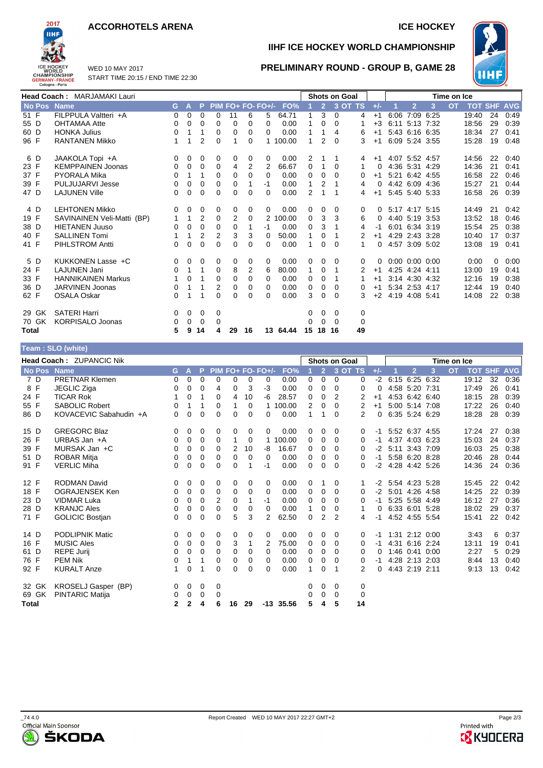# ACCORHOTELS ARENA

ICE HOCKEY

## IIHF ICE HOCKEY WORLD CHAMPIONSHIP

WED 10 MAY 2017
START TIME 20:15 / END TIME 22:30

## PRELIMINARY ROUND - GROUP B, GAME 28

**Head Coach :** MARJAMAKI Lauri

| No | Pos | Name | G | A | P | PIM | FO+ | FO- | FO+/- | FO% | Shots on Goal 1 | 2 | 3 | OT | TS | +/- | Time on Ice 1 | 2 | 3 | OT | TOT | SHF | AVG |
|---|---|---|---|---|---|---|---|---|---|---|---|---|---|---|---|---|---|---|---|---|---|---|---|
| 51 | F | FILPPULA Valtteri +A | 0 | 0 | 0 | 0 | 11 | 6 | 5 | 64.71 | 1 | 3 | 0 | | 4 | +1 | 6:06 | 7:09 | 6:25 | | 19:40 | 24 | 0:49 |
| 55 | D | OHTAMAA Atte | 0 | 0 | 0 | 0 | 0 | 0 | 0 | 0.00 | 1 | 0 | 0 | | 1 | +3 | 6:11 | 5:13 | 7:32 | | 18:56 | 29 | 0:39 |
| 60 | D | HONKA Julius | 0 | 1 | 1 | 0 | 0 | 0 | 0 | 0.00 | 1 | 1 | 4 | | 6 | +1 | 5:43 | 6:16 | 6:35 | | 18:34 | 27 | 0:41 |
| 96 | F | RANTANEN Mikko | 1 | 1 | 2 | 0 | 1 | 0 | 1 | 100.00 | 1 | 2 | 0 | | 3 | +1 | 6:09 | 5:24 | 3:55 | | 15:28 | 19 | 0:48 |
| 6 | D | JAAKOLA Topi +A | 0 | 0 | 0 | 0 | 0 | 0 | 0 | 0.00 | 2 | 1 | 1 | | 4 | +1 | 4:07 | 5:52 | 4:57 | | 14:56 | 22 | 0:40 |
| 23 | F | KEMPPAINEN Joonas | 0 | 0 | 0 | 0 | 4 | 2 | 2 | 66.67 | 0 | 1 | 0 | | 1 | 0 | 4:36 | 5:31 | 4:29 | | 14:36 | 21 | 0:41 |
| 37 | F | PYORALA Mika | 0 | 1 | 1 | 0 | 0 | 0 | 0 | 0.00 | 0 | 0 | 0 | | 0 | +1 | 5:21 | 6:42 | 4:55 | | 16:58 | 22 | 0:46 |
| 39 | F | PULJUJARVI Jesse | 0 | 0 | 0 | 0 | 0 | 1 | -1 | 0.00 | 1 | 2 | 1 | | 4 | 0 | 4:42 | 6:09 | 4:36 | | 15:27 | 21 | 0:44 |
| 47 | D | LAJUNEN Ville | 0 | 0 | 0 | 0 | 0 | 0 | 0 | 0.00 | 2 | 1 | 1 | | 4 | +1 | 5:45 | 5:40 | 5:33 | | 16:58 | 26 | 0:39 |
| 4 | D | LEHTONEN Mikko | 0 | 0 | 0 | 0 | 0 | 0 | 0 | 0.00 | 0 | 0 | 0 | | 0 | 0 | 5:17 | 4:17 | 5:15 | | 14:49 | 21 | 0:42 |
| 19 | F | SAVINAINEN Veli-Matti (BP) | 1 | 1 | 2 | 0 | 2 | 0 | 2 | 100.00 | 0 | 3 | 3 | | 6 | 0 | 4:40 | 5:19 | 3:53 | | 13:52 | 18 | 0:46 |
| 38 | D | HIETANEN Juuso | 0 | 0 | 0 | 0 | 0 | 1 | -1 | 0.00 | 0 | 3 | 1 | | 4 | -1 | 6:01 | 6:34 | 3:19 | | 15:54 | 25 | 0:38 |
| 40 | F | SALLINEN Tomi | 1 | 1 | 2 | 2 | 3 | 3 | 0 | 50.00 | 1 | 0 | 1 | | 2 | +1 | 4:29 | 2:43 | 3:28 | | 10:40 | 17 | 0:37 |
| 41 | F | PIHLSTROM Antti | 0 | 0 | 0 | 0 | 0 | 0 | 0 | 0.00 | 1 | 0 | 0 | | 1 | 0 | 4:57 | 3:09 | 5:02 | | 13:08 | 19 | 0:41 |
| 5 | D | KUKKONEN Lasse +C | 0 | 0 | 0 | 0 | 0 | 0 | 0 | 0.00 | 0 | 0 | 0 | | 0 | 0 | 0:00 | 0:00 | 0:00 | | 0:00 | 0 | 0:00 |
| 24 | F | LAJUNEN Jani | 0 | 1 | 1 | 0 | 8 | 2 | 6 | 80.00 | 1 | 0 | 1 | | 2 | +1 | 4:25 | 4:24 | 4:11 | | 13:00 | 19 | 0:41 |
| 33 | F | HANNIKAINEN Markus | 1 | 0 | 1 | 0 | 0 | 0 | 0 | 0.00 | 0 | 0 | 1 | | 1 | +1 | 3:14 | 4:30 | 4:32 | | 12:16 | 19 | 0:38 |
| 36 | D | JARVINEN Joonas | 0 | 1 | 1 | 2 | 0 | 0 | 0 | 0.00 | 0 | 0 | 0 | | 0 | +1 | 5:34 | 2:53 | 4:17 | | 12:44 | 19 | 0:40 |
| 62 | F | OSALA Oskar | 0 | 1 | 1 | 0 | 0 | 0 | 0 | 0.00 | 3 | 0 | 0 | | 3 | +2 | 4:19 | 4:08 | 5:41 | | 14:08 | 22 | 0:38 |
| 29 | GK | SATERI Harri | 0 | 0 | 0 | 0 | | | | | 0 | 0 | 0 | | 0 | | | | | | | | |
| 70 | GK | KORPISALO Joonas | 0 | 0 | 0 | 0 | | | | | 0 | 0 | 0 | | 0 | | | | | | | | |
| **Total** | | | 5 | 9 | 14 | 4 | 29 | 16 | 13 | 64.44 | 15 | 18 | 16 | | 49 | | | | | | | | |

**Team : SLO (white)**

**Head Coach :** ZUPANCIC Nik

| No | Pos | Name | G | A | P | PIM | FO+ | FO- | FO+/- | FO% | Shots on Goal 1 | 2 | 3 | OT | TS | +/- | Time on Ice 1 | 2 | 3 | OT | TOT | SHF | AVG |
|---|---|---|---|---|---|---|---|---|---|---|---|---|---|---|---|---|---|---|---|---|---|---|---|
| 7 | D | PRETNAR Klemen | 0 | 0 | 0 | 0 | 0 | 0 | 0 | 0.00 | 0 | 0 | 0 | | 0 | -2 | 6:15 | 6:25 | 6:32 | | 19:12 | 32 | 0:36 |
| 8 | F | JEGLIC Ziga | 0 | 0 | 0 | 4 | 0 | 3 | -3 | 0.00 | 0 | 0 | 0 | | 0 | 0 | 4:58 | 5:20 | 7:31 | | 17:49 | 26 | 0:41 |
| 24 | F | TICAR Rok | 1 | 0 | 1 | 0 | 4 | 10 | -6 | 28.57 | 0 | 0 | 2 | | 2 | +1 | 4:53 | 6:42 | 6:40 | | 18:15 | 28 | 0:39 |
| 55 | F | SABOLIC Robert | 0 | 1 | 1 | 0 | 1 | 0 | 1 | 100.00 | 2 | 0 | 0 | | 2 | +1 | 5:00 | 5:14 | 7:08 | | 17:22 | 26 | 0:40 |
| 86 | D | KOVACEVIC Sabahudin +A | 0 | 0 | 0 | 0 | 0 | 0 | 0 | 0.00 | 1 | 1 | 0 | | 2 | 0 | 6:35 | 5:24 | 6:29 | | 18:28 | 28 | 0:39 |
| 15 | D | GREGORC Blaz | 0 | 0 | 0 | 0 | 0 | 0 | 0 | 0.00 | 0 | 0 | 0 | | 0 | -1 | 5:52 | 6:37 | 4:55 | | 17:24 | 27 | 0:38 |
| 26 | F | URBAS Jan +A | 0 | 0 | 0 | 0 | 1 | 0 | 1 | 100.00 | 0 | 0 | 0 | | 0 | -1 | 4:37 | 4:03 | 6:23 | | 15:03 | 24 | 0:37 |
| 39 | F | MURSAK Jan +C | 0 | 0 | 0 | 0 | 2 | 10 | -8 | 16.67 | 0 | 0 | 0 | | 0 | -2 | 5:11 | 3:43 | 7:09 | | 16:03 | 25 | 0:38 |
| 51 | D | ROBAR Mitja | 0 | 0 | 0 | 0 | 0 | 0 | 0 | 0.00 | 0 | 0 | 0 | | 0 | -1 | 5:58 | 6:20 | 8:28 | | 20:46 | 28 | 0:44 |
| 91 | F | VERLIC Miha | 0 | 0 | 0 | 0 | 0 | 1 | -1 | 0.00 | 0 | 0 | 0 | | 0 | -2 | 4:28 | 4:42 | 5:26 | | 14:36 | 24 | 0:36 |
| 12 | F | RODMAN David | 0 | 0 | 0 | 0 | 0 | 0 | 0 | 0.00 | 0 | 1 | 0 | | 1 | -2 | 5:54 | 4:23 | 5:28 | | 15:45 | 22 | 0:42 |
| 18 | F | OGRAJENSEK Ken | 0 | 0 | 0 | 0 | 0 | 0 | 0 | 0.00 | 0 | 0 | 0 | | 0 | -2 | 5:01 | 4:26 | 4:58 | | 14:25 | 22 | 0:39 |
| 23 | D | VIDMAR Luka | 0 | 0 | 0 | 2 | 0 | 1 | -1 | 0.00 | 0 | 0 | 0 | | 0 | -1 | 5:25 | 5:58 | 4:49 | | 16:12 | 27 | 0:36 |
| 28 | D | KRANJC Ales | 0 | 0 | 0 | 0 | 0 | 0 | 0 | 0.00 | 1 | 0 | 0 | | 1 | 0 | 6:33 | 6:01 | 5:28 | | 18:02 | 29 | 0:37 |
| 71 | F | GOLICIC Bostjan | 0 | 0 | 0 | 0 | 5 | 3 | 2 | 62.50 | 0 | 2 | 2 | | 4 | -1 | 4:52 | 4:55 | 5:54 | | 15:41 | 22 | 0:42 |
| 14 | D | PODLIPNIK Matic | 0 | 0 | 0 | 0 | 0 | 0 | 0 | 0.00 | 0 | 0 | 0 | | 0 | -1 | 1:31 | 2:12 | 0:00 | | 3:43 | 6 | 0:37 |
| 16 | F | MUSIC Ales | 0 | 0 | 0 | 0 | 3 | 1 | 2 | 75.00 | 0 | 0 | 0 | | 0 | -1 | 4:31 | 6:16 | 2:24 | | 13:11 | 19 | 0:41 |
| 61 | D | REPE Jurij | 0 | 0 | 0 | 0 | 0 | 0 | 0 | 0.00 | 0 | 0 | 0 | | 0 | 0 | 1:46 | 0:41 | 0:00 | | 2:27 | 5 | 0:29 |
| 76 | F | PEM Nik | 0 | 1 | 1 | 0 | 0 | 0 | 0 | 0.00 | 0 | 0 | 0 | | 0 | -1 | 4:28 | 2:13 | 2:03 | | 8:44 | 13 | 0:40 |
| 92 | F | KURALT Anze | 1 | 0 | 1 | 0 | 0 | 0 | 0 | 0.00 | 1 | 0 | 1 | | 2 | 0 | 4:43 | 2:19 | 2:11 | | 9:13 | 13 | 0:42 |
| 32 | GK | KROSELJ Gasper (BP) | 0 | 0 | 0 | 0 | | | | | 0 | 0 | 0 | | 0 | | | | | | | | |
| 69 | GK | PINTARIC Matija | 0 | 0 | 0 | 0 | | | | | 0 | 0 | 0 | | 0 | | | | | | | | |
| **Total** | | | 2 | 2 | 4 | 6 | 16 | 29 | -13 | 35.56 | 5 | 4 | 5 | | 14 | | | | | | | | |

_74 4.0 Report Created WED 10 MAY 2017 22:27 GMT+2

Official Main Sponsor ŠKODA — Printed with KYOCERA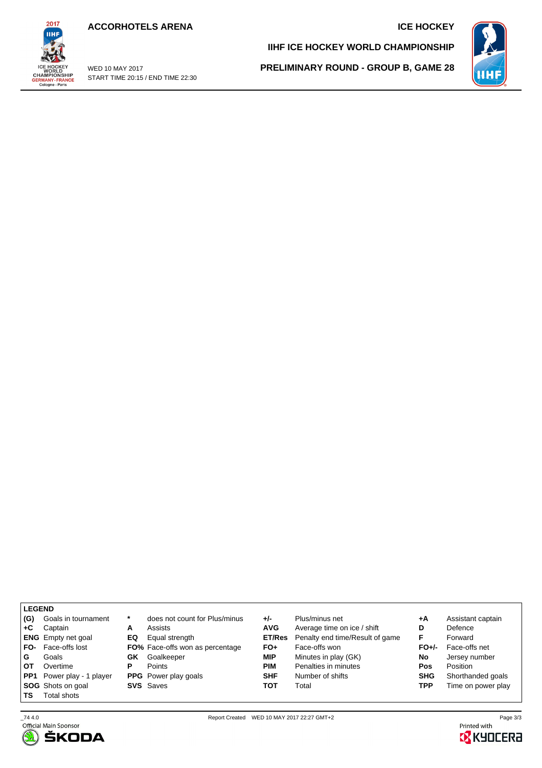**LEGEND**

| | | | | | | | |
|---|---|---|---|---|---|---|---|
| **(G)** | Goals in tournament | **\*** | does not count for Plus/minus | **+/-** | Plus/minus net | **+A** | Assistant captain |
| **+C** | Captain | **A** | Assists | **AVG** | Average time on ice / shift | **D** | Defence |
| **ENG** | Empty net goal | **EQ** | Equal strength | **ET/Res** | Penalty end time/Result of game | **F** | Forward |
| **FO-** | Face-offs lost | **FO%** | Face-offs won as percentage | **FO+** | Face-offs won | **FO+/-** | Face-offs net |
| **G** | Goals | **GK** | Goalkeeper | **MIP** | Minutes in play (GK) | **No** | Jersey number |
| **OT** | Overtime | **P** | Points | **PIM** | Penalties in minutes | **Pos** | Position |
| **PP1** | Power play - 1 player | **PPG** | Power play goals | **SHF** | Number of shifts | **SHG** | Shorthanded goals |
| **SOG** | Shots on goal | **SVS** | Saves | **TOT** | Total | **TPP** | Time on power play |
| **TS** | Total shots | | | | | | |